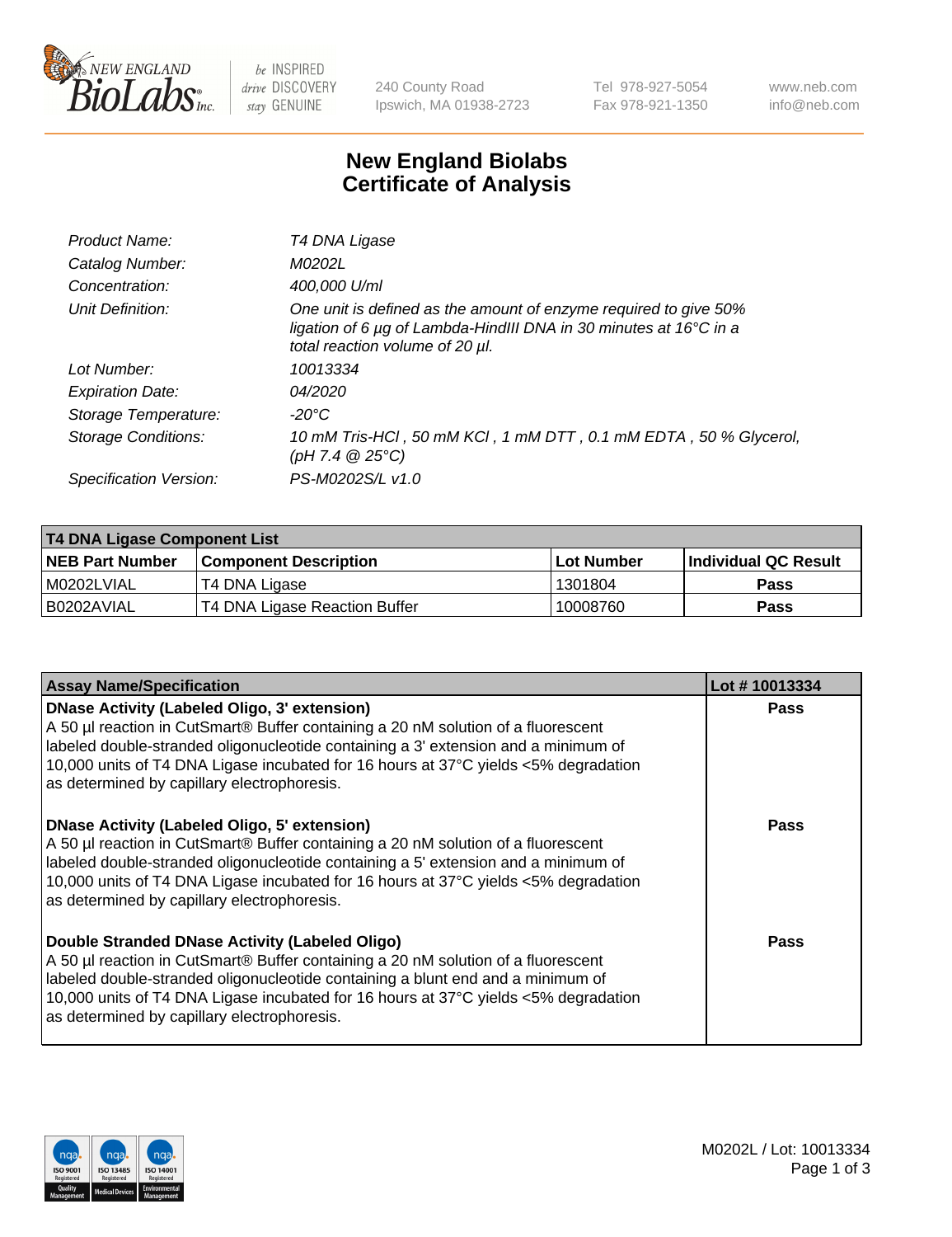# New England Biolabs
# Certificate of Analysis

| | |
|---|---|
| Product Name: | T4 DNA Ligase |
| Catalog Number: | M0202L |
| Concentration: | 400,000 U/ml |
| Unit Definition: | One unit is defined as the amount of enzyme required to give 50% ligation of 6 µg of Lambda-HindIII DNA in 30 minutes at 16°C in a total reaction volume of 20 µl. |
| Lot Number: | 10013334 |
| Expiration Date: | 04/2020 |
| Storage Temperature: | -20°C |
| Storage Conditions: | 10 mM Tris-HCl , 50 mM KCl , 1 mM DTT , 0.1 mM EDTA , 50 % Glycerol, (pH 7.4 @ 25°C) |
| Specification Version: | PS-M0202S/L v1.0 |

| T4 DNA Ligase Component List | | | |
|---|---|---|---|
| **NEB Part Number** | **Component Description** | **Lot Number** | **Individual QC Result** |
| M0202LVIAL | T4 DNA Ligase | 1301804 | Pass |
| B0202AVIAL | T4 DNA Ligase Reaction Buffer | 10008760 | Pass |

| Assay Name/Specification | Lot # 10013334 |
|---|---|
| **DNase Activity (Labeled Oligo, 3' extension)** A 50 µl reaction in CutSmart® Buffer containing a 20 nM solution of a fluorescent labeled double-stranded oligonucleotide containing a 3' extension and a minimum of 10,000 units of T4 DNA Ligase incubated for 16 hours at 37°C yields <5% degradation as determined by capillary electrophoresis. | Pass |
| **DNase Activity (Labeled Oligo, 5' extension)** A 50 µl reaction in CutSmart® Buffer containing a 20 nM solution of a fluorescent labeled double-stranded oligonucleotide containing a 5' extension and a minimum of 10,000 units of T4 DNA Ligase incubated for 16 hours at 37°C yields <5% degradation as determined by capillary electrophoresis. | Pass |
| **Double Stranded DNase Activity (Labeled Oligo)** A 50 µl reaction in CutSmart® Buffer containing a 20 nM solution of a fluorescent labeled double-stranded oligonucleotide containing a blunt end and a minimum of 10,000 units of T4 DNA Ligase incubated for 16 hours at 37°C yields <5% degradation as determined by capillary electrophoresis. | Pass |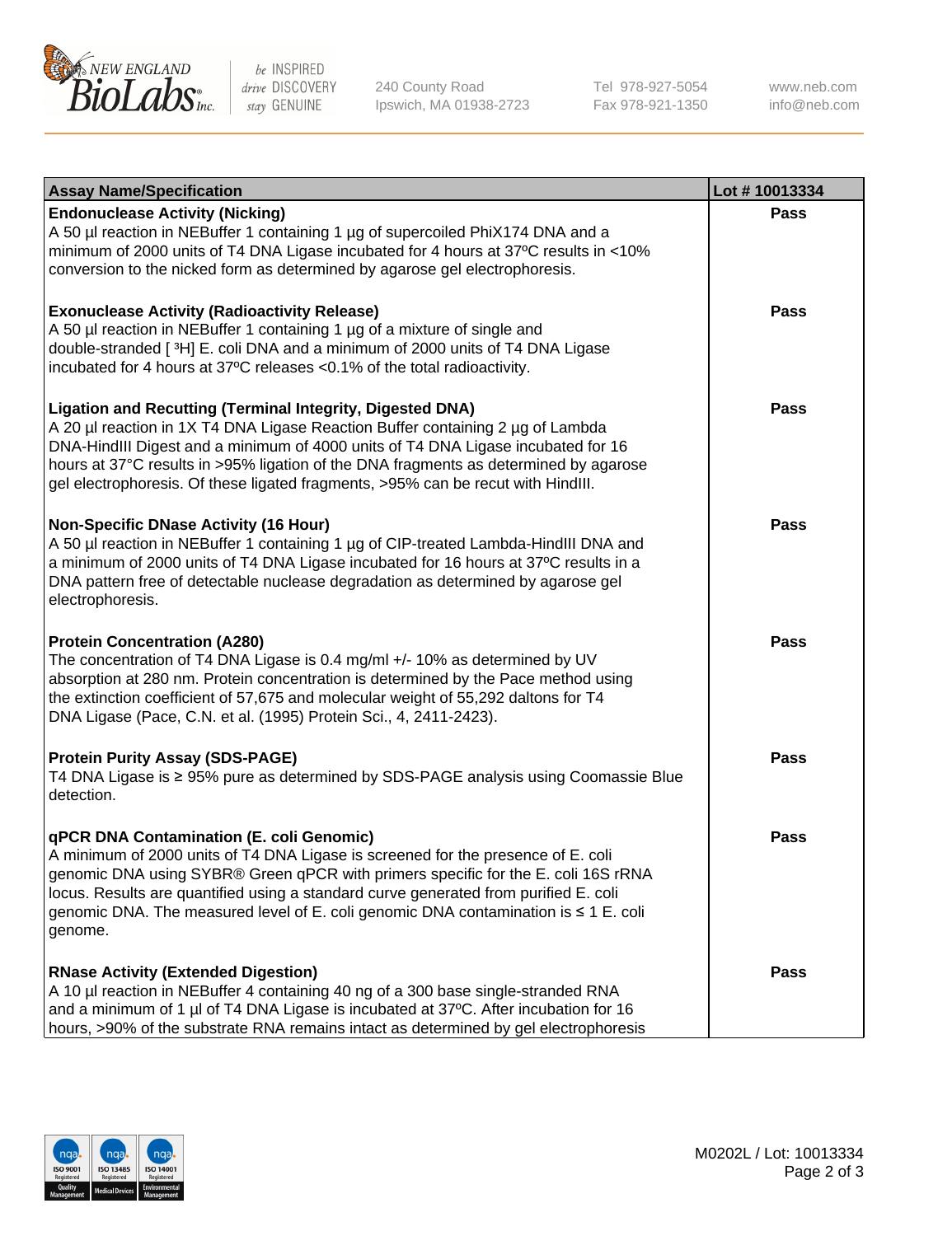| Assay Name/Specification | Lot # 10013334 |
| --- | --- |
| **Endonuclease Activity (Nicking)**<br>A 50 µl reaction in NEBuffer 1 containing 1 µg of supercoiled PhiX174 DNA and a minimum of 2000 units of T4 DNA Ligase incubated for 4 hours at 37ºC results in <10% conversion to the nicked form as determined by agarose gel electrophoresis. | Pass |
| **Exonuclease Activity (Radioactivity Release)**<br>A 50 µl reaction in NEBuffer 1 containing 1 µg of a mixture of single and double-stranded [ $^3$H] E. coli DNA and a minimum of 2000 units of T4 DNA Ligase incubated for 4 hours at 37ºC releases <0.1% of the total radioactivity. | Pass |
| **Ligation and Recutting (Terminal Integrity, Digested DNA)**<br>A 20 µl reaction in 1X T4 DNA Ligase Reaction Buffer containing 2 µg of Lambda DNA-HindIII Digest and a minimum of 4000 units of T4 DNA Ligase incubated for 16 hours at 37°C results in >95% ligation of the DNA fragments as determined by agarose gel electrophoresis. Of these ligated fragments, >95% can be recut with HindIII. | Pass |
| **Non-Specific DNase Activity (16 Hour)**<br>A 50 µl reaction in NEBuffer 1 containing 1 µg of CIP-treated Lambda-HindIII DNA and a minimum of 2000 units of T4 DNA Ligase incubated for 16 hours at 37ºC results in a DNA pattern free of detectable nuclease degradation as determined by agarose gel electrophoresis. | Pass |
| **Protein Concentration (A280)**<br>The concentration of T4 DNA Ligase is 0.4 mg/ml +/- 10% as determined by UV absorption at 280 nm. Protein concentration is determined by the Pace method using the extinction coefficient of 57,675 and molecular weight of 55,292 daltons for T4 DNA Ligase (Pace, C.N. et al. (1995) Protein Sci., 4, 2411-2423). | Pass |
| **Protein Purity Assay (SDS-PAGE)**<br>T4 DNA Ligase is ≥ 95% pure as determined by SDS-PAGE analysis using Coomassie Blue detection. | Pass |
| **qPCR DNA Contamination (E. coli Genomic)**<br>A minimum of 2000 units of T4 DNA Ligase is screened for the presence of E. coli genomic DNA using SYBR® Green qPCR with primers specific for the E. coli 16S rRNA locus. Results are quantified using a standard curve generated from purified E. coli genomic DNA. The measured level of E. coli genomic DNA contamination is ≤ 1 E. coli genome. | Pass |
| **RNase Activity (Extended Digestion)**<br>A 10 µl reaction in NEBuffer 4 containing 40 ng of a 300 base single-stranded RNA and a minimum of 1 µl of T4 DNA Ligase is incubated at 37ºC. After incubation for 16 hours, >90% of the substrate RNA remains intact as determined by gel electrophoresis | Pass |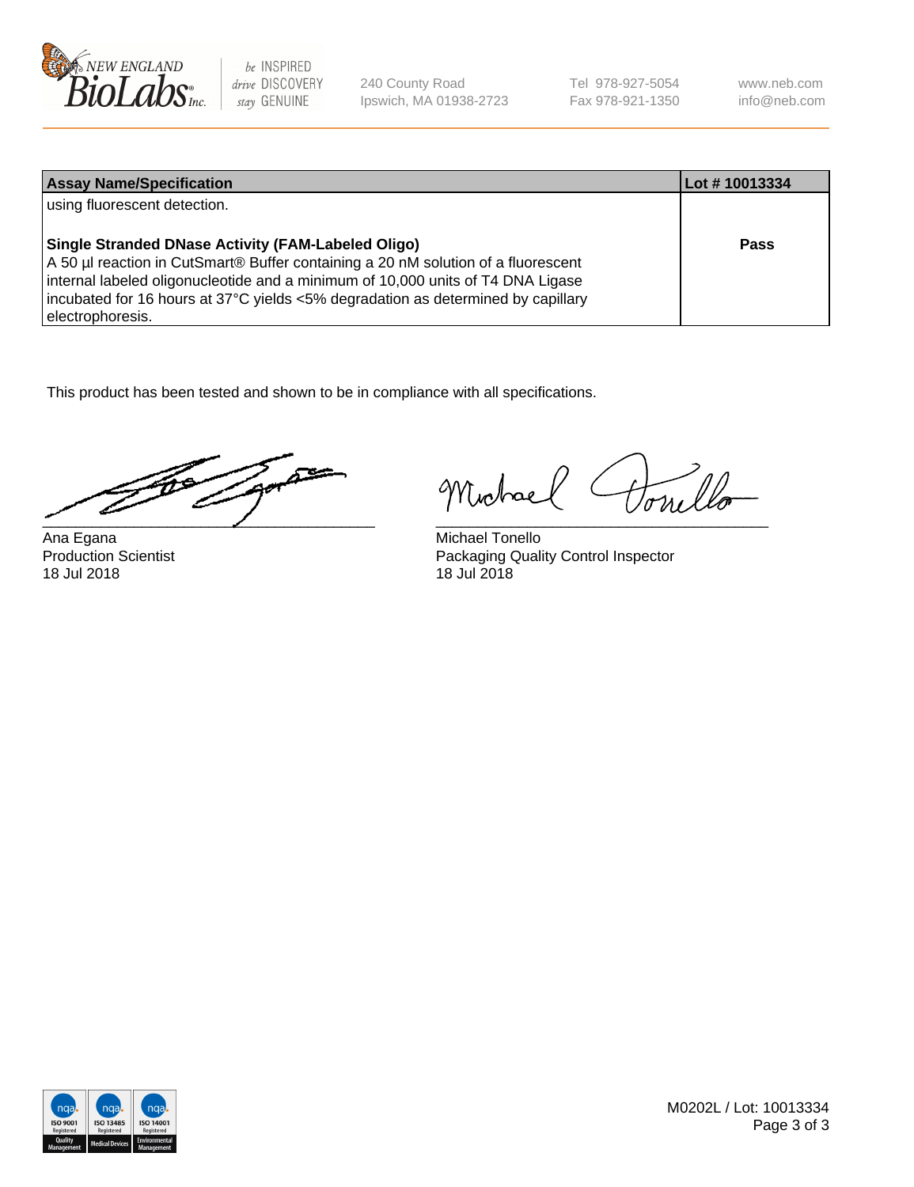| Assay Name/Specification | Lot # 10013334 |
|---|---|
| using fluorescent detection. | |
| **Single Stranded DNase Activity (FAM-Labeled Oligo)**<br>A 50 µl reaction in CutSmart® Buffer containing a 20 nM solution of a fluorescent internal labeled oligonucleotide and a minimum of 10,000 units of T4 DNA Ligase incubated for 16 hours at 37°C yields <5% degradation as determined by capillary electrophoresis. | **Pass** |

This product has been tested and shown to be in compliance with all specifications.

Ana Egana
Production Scientist
18 Jul 2018

Michael Tonello
Packaging Quality Control Inspector
18 Jul 2018

M0202L / Lot: 10013334